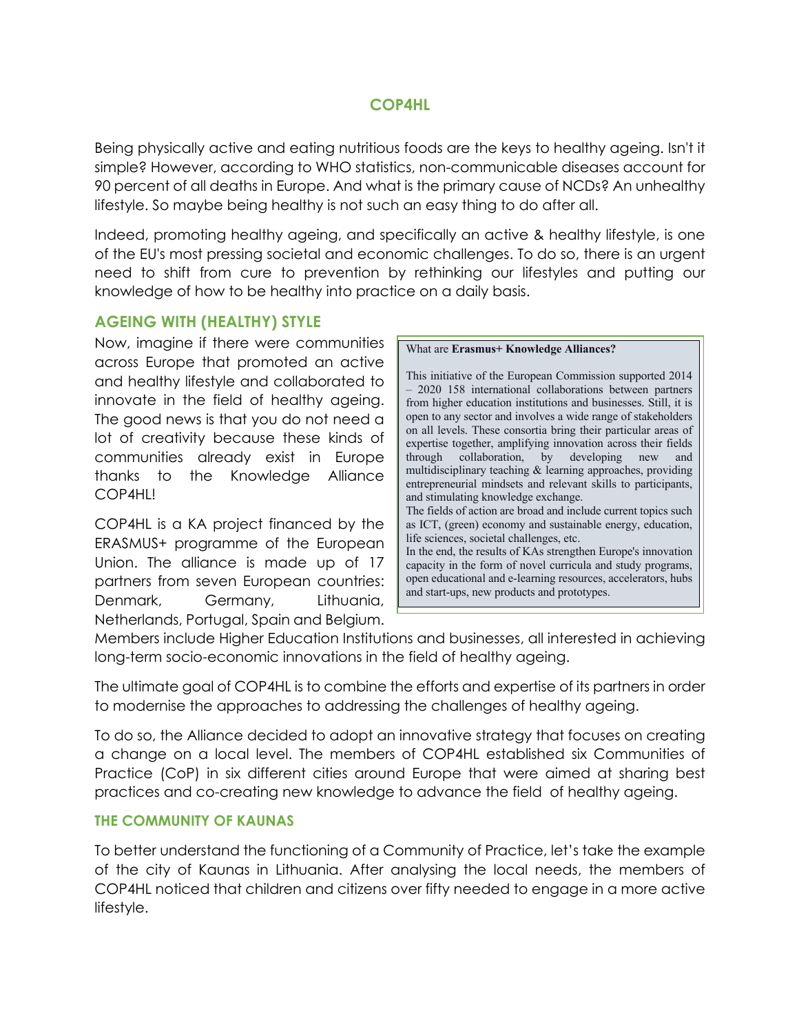# COP4HL

Being physically active and eating nutritious foods are the keys to healthy ageing. Isn't it simple? However, according to WHO statistics, non-communicable diseases account for 90 percent of all deaths in Europe. And what is the primary cause of NCDs? An unhealthy lifestyle. So maybe being healthy is not such an easy thing to do after all.

Indeed, promoting healthy ageing, and specifically an active & healthy lifestyle, is one of the EU's most pressing societal and economic challenges. To do so, there is an urgent need to shift from cure to prevention by rethinking our lifestyles and putting our knowledge of how to be healthy into practice on a daily basis.

## AGEING WITH (HEALTHY) STYLE

Now, imagine if there were communities across Europe that promoted an active and healthy lifestyle and collaborated to innovate in the field of healthy ageing. The good news is that you do not need a lot of creativity because these kinds of communities already exist in Europe thanks to the Knowledge Alliance COP4HL!

COP4HL is a KA project financed by the ERASMUS+ programme of the European Union. The alliance is made up of 17 partners from seven European countries: Denmark, Germany, Lithuania, Netherlands, Portugal, Spain and Belgium. Members include Higher Education Institutions and businesses, all interested in achieving long-term socio-economic innovations in the field of healthy ageing.

> What are **Erasmus+ Knowledge Alliances?**
>
> This initiative of the European Commission supported 2014 – 2020 158 international collaborations between partners from higher education institutions and businesses. Still, it is open to any sector and involves a wide range of stakeholders on all levels. These consortia bring their particular areas of expertise together, amplifying innovation across their fields through collaboration, by developing new and multidisciplinary teaching & learning approaches, providing entrepreneurial mindsets and relevant skills to participants, and stimulating knowledge exchange.
>
> The fields of action are broad and include current topics such as ICT, (green) economy and sustainable energy, education, life sciences, societal challenges, etc.
>
> In the end, the results of KAs strengthen Europe's innovation capacity in the form of novel curricula and study programs, open educational and e-learning resources, accelerators, hubs and start-ups, new products and prototypes.

The ultimate goal of COP4HL is to combine the efforts and expertise of its partners in order to modernise the approaches to addressing the challenges of healthy ageing.

To do so, the Alliance decided to adopt an innovative strategy that focuses on creating a change on a local level. The members of COP4HL established six Communities of Practice (CoP) in six different cities around Europe that were aimed at sharing best practices and co-creating new knowledge to advance the field of healthy ageing.

## THE COMMUNITY OF KAUNAS

To better understand the functioning of a Community of Practice, let's take the example of the city of Kaunas in Lithuania. After analysing the local needs, the members of COP4HL noticed that children and citizens over fifty needed to engage in a more active lifestyle.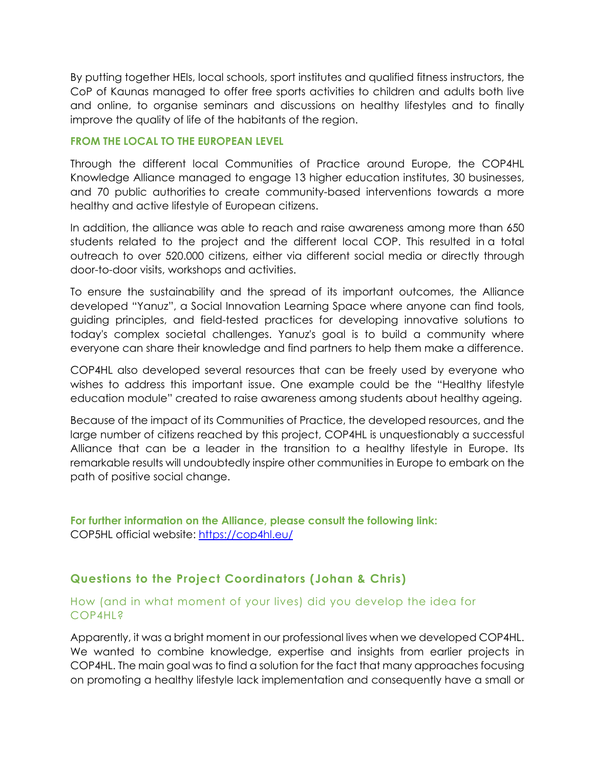By putting together HEIs, local schools, sport institutes and qualified fitness instructors, the CoP of Kaunas managed to offer free sports activities to children and adults both live and online, to organise seminars and discussions on healthy lifestyles and to finally improve the quality of life of the habitants of the region.

**FROM THE LOCAL TO THE EUROPEAN LEVEL**

Through the different local Communities of Practice around Europe, the COP4HL Knowledge Alliance managed to engage 13 higher education institutes, 30 businesses, and 70 public authorities to create community-based interventions towards a more healthy and active lifestyle of European citizens.

In addition, the alliance was able to reach and raise awareness among more than 650 students related to the project and the different local COP. This resulted in a total outreach to over 520.000 citizens, either via different social media or directly through door-to-door visits, workshops and activities.

To ensure the sustainability and the spread of its important outcomes, the Alliance developed "Yanuz", a Social Innovation Learning Space where anyone can find tools, guiding principles, and field-tested practices for developing innovative solutions to today's complex societal challenges. Yanuz's goal is to build a community where everyone can share their knowledge and find partners to help them make a difference.

COP4HL also developed several resources that can be freely used by everyone who wishes to address this important issue. One example could be the "Healthy lifestyle education module" created to raise awareness among students about healthy ageing.

Because of the impact of its Communities of Practice, the developed resources, and the large number of citizens reached by this project, COP4HL is unquestionably a successful Alliance that can be a leader in the transition to a healthy lifestyle in Europe. Its remarkable results will undoubtedly inspire other communities in Europe to embark on the path of positive social change.

**For further information on the Alliance, please consult the following link:**
COP5HL official website: [https://cop4hl.eu/](https://cop4hl.eu/)

## Questions to the Project Coordinators (Johan & Chris)

### How (and in what moment of your lives) did you develop the idea for COP4HL?

Apparently, it was a bright moment in our professional lives when we developed COP4HL. We wanted to combine knowledge, expertise and insights from earlier projects in COP4HL. The main goal was to find a solution for the fact that many approaches focusing on promoting a healthy lifestyle lack implementation and consequently have a small or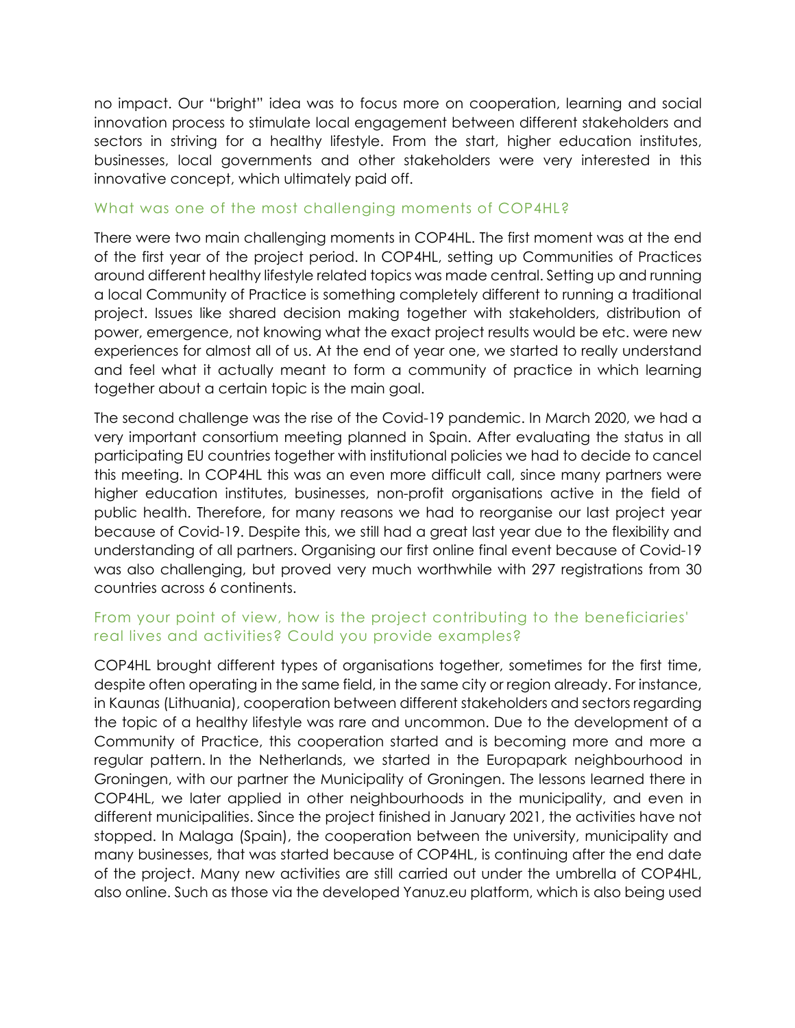no impact. Our "bright" idea was to focus more on cooperation, learning and social innovation process to stimulate local engagement between different stakeholders and sectors in striving for a healthy lifestyle. From the start, higher education institutes, businesses, local governments and other stakeholders were very interested in this innovative concept, which ultimately paid off.

### What was one of the most challenging moments of COP4HL?

There were two main challenging moments in COP4HL. The first moment was at the end of the first year of the project period. In COP4HL, setting up Communities of Practices around different healthy lifestyle related topics was made central. Setting up and running a local Community of Practice is something completely different to running a traditional project. Issues like shared decision making together with stakeholders, distribution of power, emergence, not knowing what the exact project results would be etc. were new experiences for almost all of us. At the end of year one, we started to really understand and feel what it actually meant to form a community of practice in which learning together about a certain topic is the main goal.

The second challenge was the rise of the Covid-19 pandemic. In March 2020, we had a very important consortium meeting planned in Spain. After evaluating the status in all participating EU countries together with institutional policies we had to decide to cancel this meeting. In COP4HL this was an even more difficult call, since many partners were higher education institutes, businesses, non-profit organisations active in the field of public health. Therefore, for many reasons we had to reorganise our last project year because of Covid-19. Despite this, we still had a great last year due to the flexibility and understanding of all partners. Organising our first online final event because of Covid-19 was also challenging, but proved very much worthwhile with 297 registrations from 30 countries across 6 continents.

### From your point of view, how is the project contributing to the beneficiaries' real lives and activities? Could you provide examples?

COP4HL brought different types of organisations together, sometimes for the first time, despite often operating in the same field, in the same city or region already. For instance, in Kaunas (Lithuania), cooperation between different stakeholders and sectors regarding the topic of a healthy lifestyle was rare and uncommon. Due to the development of a Community of Practice, this cooperation started and is becoming more and more a regular pattern. In the Netherlands, we started in the Europapark neighbourhood in Groningen, with our partner the Municipality of Groningen. The lessons learned there in COP4HL, we later applied in other neighbourhoods in the municipality, and even in different municipalities. Since the project finished in January 2021, the activities have not stopped. In Malaga (Spain), the cooperation between the university, municipality and many businesses, that was started because of COP4HL, is continuing after the end date of the project. Many new activities are still carried out under the umbrella of COP4HL, also online. Such as those via the developed Yanuz.eu platform, which is also being used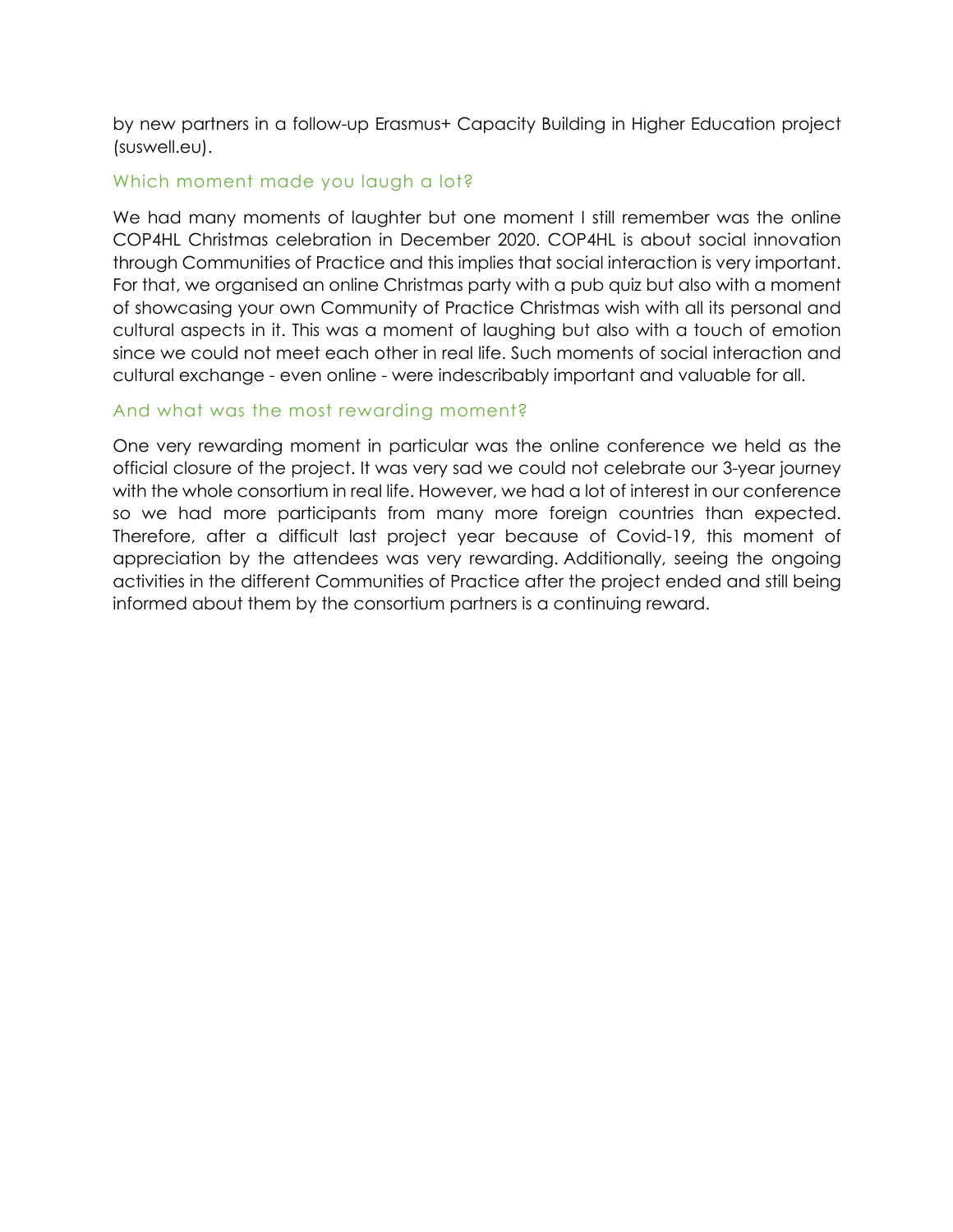by new partners in a follow-up Erasmus+ Capacity Building in Higher Education project (suswell.eu).

### Which moment made you laugh a lot?

We had many moments of laughter but one moment I still remember was the online COP4HL Christmas celebration in December 2020. COP4HL is about social innovation through Communities of Practice and this implies that social interaction is very important. For that, we organised an online Christmas party with a pub quiz but also with a moment of showcasing your own Community of Practice Christmas wish with all its personal and cultural aspects in it. This was a moment of laughing but also with a touch of emotion since we could not meet each other in real life. Such moments of social interaction and cultural exchange - even online - were indescribably important and valuable for all.

### And what was the most rewarding moment?

One very rewarding moment in particular was the online conference we held as the official closure of the project. It was very sad we could not celebrate our 3-year journey with the whole consortium in real life. However, we had a lot of interest in our conference so we had more participants from many more foreign countries than expected. Therefore, after a difficult last project year because of Covid-19, this moment of appreciation by the attendees was very rewarding. Additionally, seeing the ongoing activities in the different Communities of Practice after the project ended and still being informed about them by the consortium partners is a continuing reward.